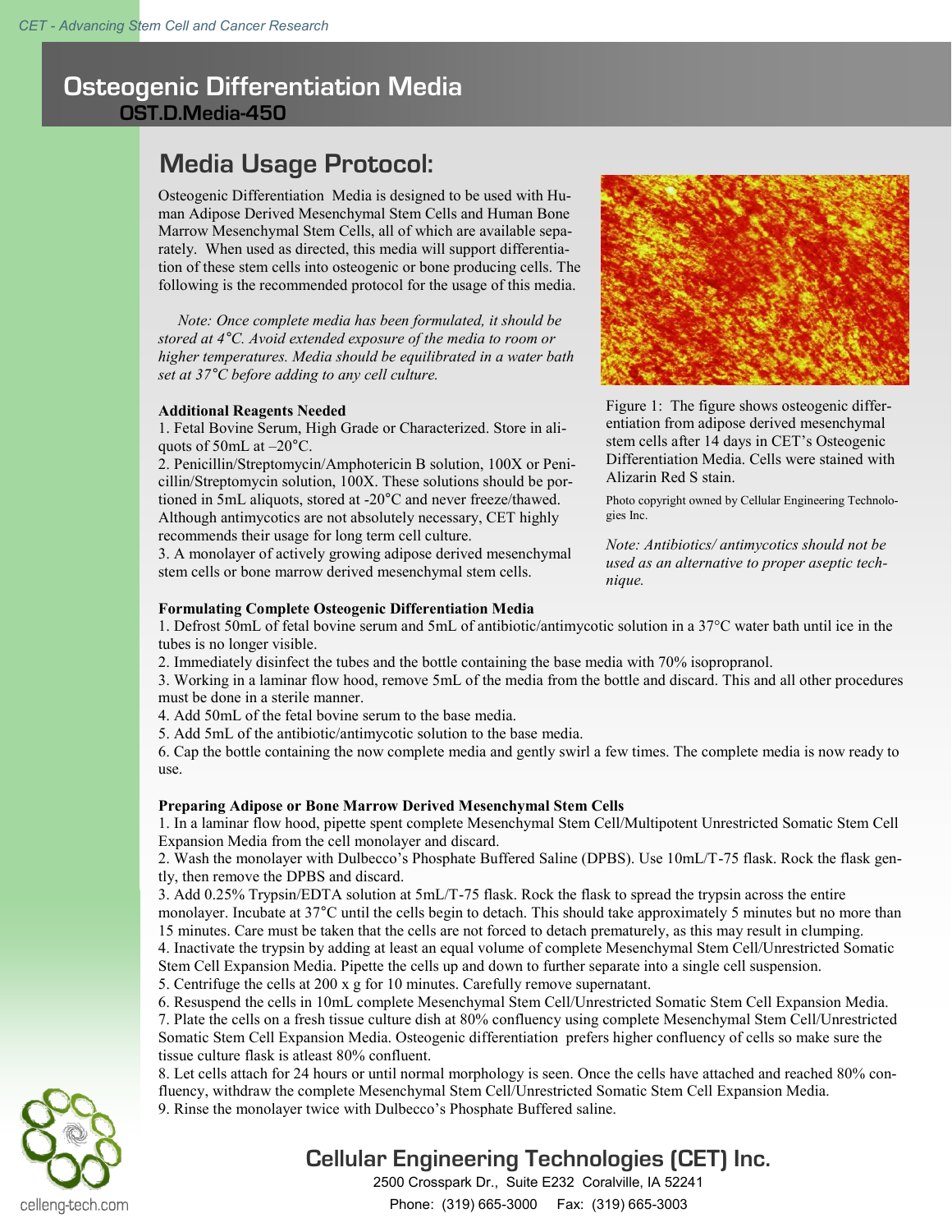# Osteogenic Differentiation Media

## OST.D.Media-450

## Media Usage Protocol:

Osteogenic Differentiation Media is designed to be used with Human Adipose Derived Mesenchymal Stem Cells and Human Bone Marrow Mesenchymal Stem Cells, all of which are available separately. When used as directed, this media will support differentiation of these stem cells into osteogenic or bone producing cells. The following is the recommended protocol for the usage of this media.

*Note: Once complete media has been formulated, it should be stored at 4°C. Avoid extended exposure of the media to room or higher temperatures. Media should be equilibrated in a water bath set at 37°C before adding to any cell culture.*

Figure 1: The figure shows osteogenic differentiation from adipose derived mesenchymal stem cells after 14 days in CET's Osteogenic Differentiation Media. Cells were stained with Alizarin Red S stain.

Photo copyright owned by Cellular Engineering Technologies Inc.

*Note: Antibiotics/ antimycotics should not be used as an alternative to proper aseptic technique.*

**Additional Reagents Needed**

1. Fetal Bovine Serum, High Grade or Characterized. Store in aliquots of 50mL at –20°C.
2. Penicillin/Streptomycin/Amphotericin B solution, 100X or Penicillin/Streptomycin solution, 100X. These solutions should be portioned in 5mL aliquots, stored at -20°C and never freeze/thawed. Although antimycotics are not absolutely necessary, CET highly recommends their usage for long term cell culture.
3. A monolayer of actively growing adipose derived mesenchymal stem cells or bone marrow derived mesenchymal stem cells.

**Formulating Complete Osteogenic Differentiation Media**

1. Defrost 50mL of fetal bovine serum and 5mL of antibiotic/antimycotic solution in a 37°C water bath until ice in the tubes is no longer visible.
2. Immediately disinfect the tubes and the bottle containing the base media with 70% isopropranol.
3. Working in a laminar flow hood, remove 5mL of the media from the bottle and discard. This and all other procedures must be done in a sterile manner.
4. Add 50mL of the fetal bovine serum to the base media.
5. Add 5mL of the antibiotic/antimycotic solution to the base media.
6. Cap the bottle containing the now complete media and gently swirl a few times. The complete media is now ready to use.

**Preparing Adipose or Bone Marrow Derived Mesenchymal Stem Cells**

1. In a laminar flow hood, pipette spent complete Mesenchymal Stem Cell/Multipotent Unrestricted Somatic Stem Cell Expansion Media from the cell monolayer and discard.
2. Wash the monolayer with Dulbecco's Phosphate Buffered Saline (DPBS). Use 10mL/T-75 flask. Rock the flask gently, then remove the DPBS and discard.
3. Add 0.25% Trypsin/EDTA solution at 5mL/T-75 flask. Rock the flask to spread the trypsin across the entire monolayer. Incubate at 37°C until the cells begin to detach. This should take approximately 5 minutes but no more than 15 minutes. Care must be taken that the cells are not forced to detach prematurely, as this may result in clumping.
4. Inactivate the trypsin by adding at least an equal volume of complete Mesenchymal Stem Cell/Unrestricted Somatic Stem Cell Expansion Media. Pipette the cells up and down to further separate into a single cell suspension.
5. Centrifuge the cells at 200 x g for 10 minutes. Carefully remove supernatant.
6. Resuspend the cells in 10mL complete Mesenchymal Stem Cell/Unrestricted Somatic Stem Cell Expansion Media.
7. Plate the cells on a fresh tissue culture dish at 80% confluency using complete Mesenchymal Stem Cell/Unrestricted Somatic Stem Cell Expansion Media. Osteogenic differentiation prefers higher confluency of cells so make sure the tissue culture flask is atleast 80% confluent.
8. Let cells attach for 24 hours or until normal morphology is seen. Once the cells have attached and reached 80% confluency, withdraw the complete Mesenchymal Stem Cell/Unrestricted Somatic Stem Cell Expansion Media.
9. Rinse the monolayer twice with Dulbecco's Phosphate Buffered saline.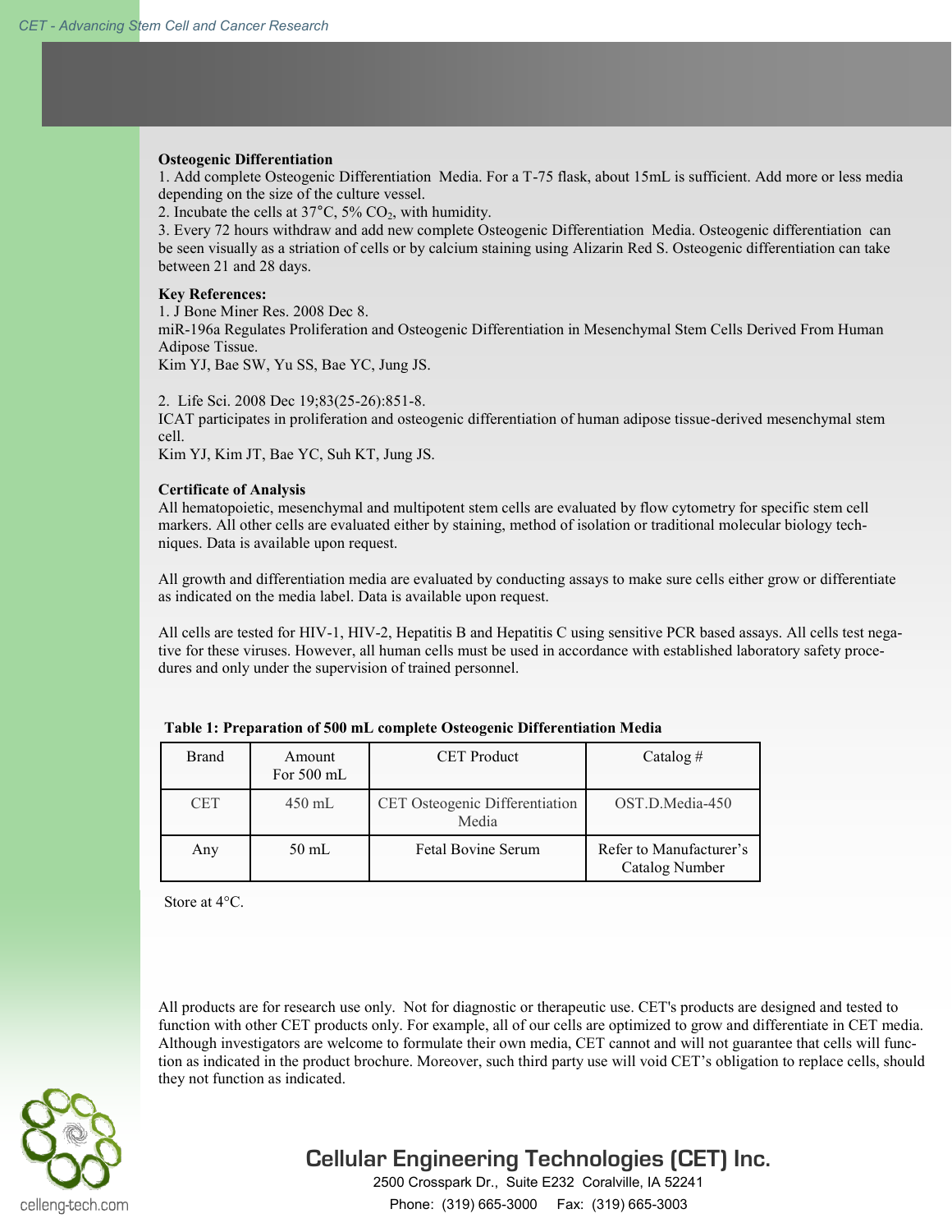**Osteogenic Differentiation**

1. Add complete Osteogenic Differentiation Media. For a T-75 flask, about 15mL is sufficient. Add more or less media depending on the size of the culture vessel.
2. Incubate the cells at 37°C, 5% $CO_2$, with humidity.
3. Every 72 hours withdraw and add new complete Osteogenic Differentiation Media. Osteogenic differentiation can be seen visually as a striation of cells or by calcium staining using Alizarin Red S. Osteogenic differentiation can take between 21 and 28 days.

**Key References:**

1. J Bone Miner Res. 2008 Dec 8.
miR-196a Regulates Proliferation and Osteogenic Differentiation in Mesenchymal Stem Cells Derived From Human Adipose Tissue.
Kim YJ, Bae SW, Yu SS, Bae YC, Jung JS.

2. Life Sci. 2008 Dec 19;83(25-26):851-8.
ICAT participates in proliferation and osteogenic differentiation of human adipose tissue-derived mesenchymal stem cell.
Kim YJ, Kim JT, Bae YC, Suh KT, Jung JS.

**Certificate of Analysis**

All hematopoietic, mesenchymal and multipotent stem cells are evaluated by flow cytometry for specific stem cell markers. All other cells are evaluated either by staining, method of isolation or traditional molecular biology techniques. Data is available upon request.

All growth and differentiation media are evaluated by conducting assays to make sure cells either grow or differentiate as indicated on the media label. Data is available upon request.

All cells are tested for HIV-1, HIV-2, Hepatitis B and Hepatitis C using sensitive PCR based assays. All cells test negative for these viruses. However, all human cells must be used in accordance with established laboratory safety procedures and only under the supervision of trained personnel.

**Table 1: Preparation of 500 mL complete Osteogenic Differentiation Media**

| Brand | Amount For 500 mL | CET Product | Catalog # |
|---|---|---|---|
| CET | 450 mL | CET Osteogenic Differentiation Media | OST.D.Media-450 |
| Any | 50 mL | Fetal Bovine Serum | Refer to Manufacturer's Catalog Number |

Store at 4°C.

All products are for research use only. Not for diagnostic or therapeutic use. CET's products are designed and tested to function with other CET products only. For example, all of our cells are optimized to grow and differentiate in CET media. Although investigators are welcome to formulate their own media, CET cannot and will not guarantee that cells will function as indicated in the product brochure. Moreover, such third party use will void CET's obligation to replace cells, should they not function as indicated.

**Cellular Engineering Technologies (CET) Inc.**

2500 Crosspark Dr., Suite E232 Coralville, IA 52241

Phone: (319) 665-3000 Fax: (319) 665-3003

celleng-tech.com